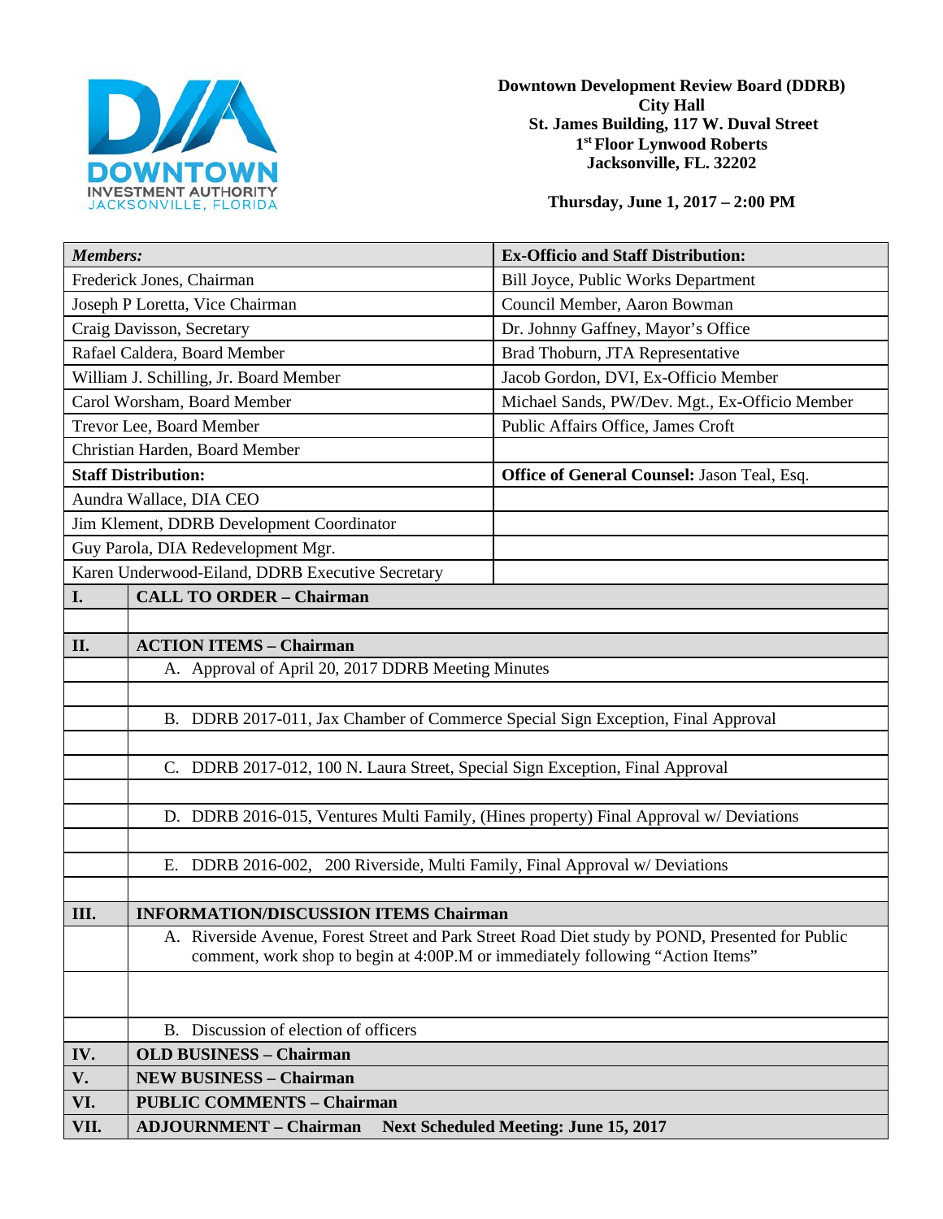DOWNTOWN INVESTMENT AUTHORITY
JACKSONVILLE, FLORIDA

**Downtown Development Review Board (DDRB)**
**City Hall**
**St. James Building, 117 W. Duval Street**
**1st Floor Lynwood Roberts**
**Jacksonville, FL. 32202**

**Thursday, June 1, 2017 – 2:00 PM**

| ***Members:*** | **Ex-Officio and Staff Distribution:** |
|---|---|
| Frederick Jones, Chairman | Bill Joyce, Public Works Department |
| Joseph P Loretta, Vice Chairman | Council Member, Aaron Bowman |
| Craig Davisson, Secretary | Dr. Johnny Gaffney, Mayor's Office |
| Rafael Caldera, Board Member | Brad Thoburn, JTA Representative |
| William J. Schilling, Jr. Board Member | Jacob Gordon, DVI, Ex-Officio Member |
| Carol Worsham, Board Member | Michael Sands, PW/Dev. Mgt., Ex-Officio Member |
| Trevor Lee, Board Member | Public Affairs Office, James Croft |
| Christian Harden, Board Member | |
| **Staff Distribution:** | **Office of General Counsel:** Jason Teal, Esq. |
| Aundra Wallace, DIA CEO | |
| Jim Klement, DDRB Development Coordinator | |
| Guy Parola, DIA Redevelopment Mgr. | |
| Karen Underwood-Eiland, DDRB Executive Secretary | |

| | |
|---|---|
| **I.** | **CALL TO ORDER – Chairman** |
| | |
| **II.** | **ACTION ITEMS – Chairman** |
| | A. Approval of April 20, 2017 DDRB Meeting Minutes |
| | |
| | B. DDRB 2017-011, Jax Chamber of Commerce Special Sign Exception, Final Approval |
| | |
| | C. DDRB 2017-012, 100 N. Laura Street, Special Sign Exception, Final Approval |
| | |
| | D. DDRB 2016-015, Ventures Multi Family, (Hines property) Final Approval w/ Deviations |
| | |
| | E. DDRB 2016-002, 200 Riverside, Multi Family, Final Approval w/ Deviations |
| | |
| **III.** | **INFORMATION/DISCUSSION ITEMS Chairman** |
| | A. Riverside Avenue, Forest Street and Park Street Road Diet study by POND, Presented for Public comment, work shop to begin at 4:00P.M or immediately following "Action Items" |
| | |
| | B. Discussion of election of officers |
| **IV.** | **OLD BUSINESS – Chairman** |
| **V.** | **NEW BUSINESS – Chairman** |
| **VI.** | **PUBLIC COMMENTS – Chairman** |
| **VII.** | **ADJOURNMENT – Chairman Next Scheduled Meeting: June 15, 2017** |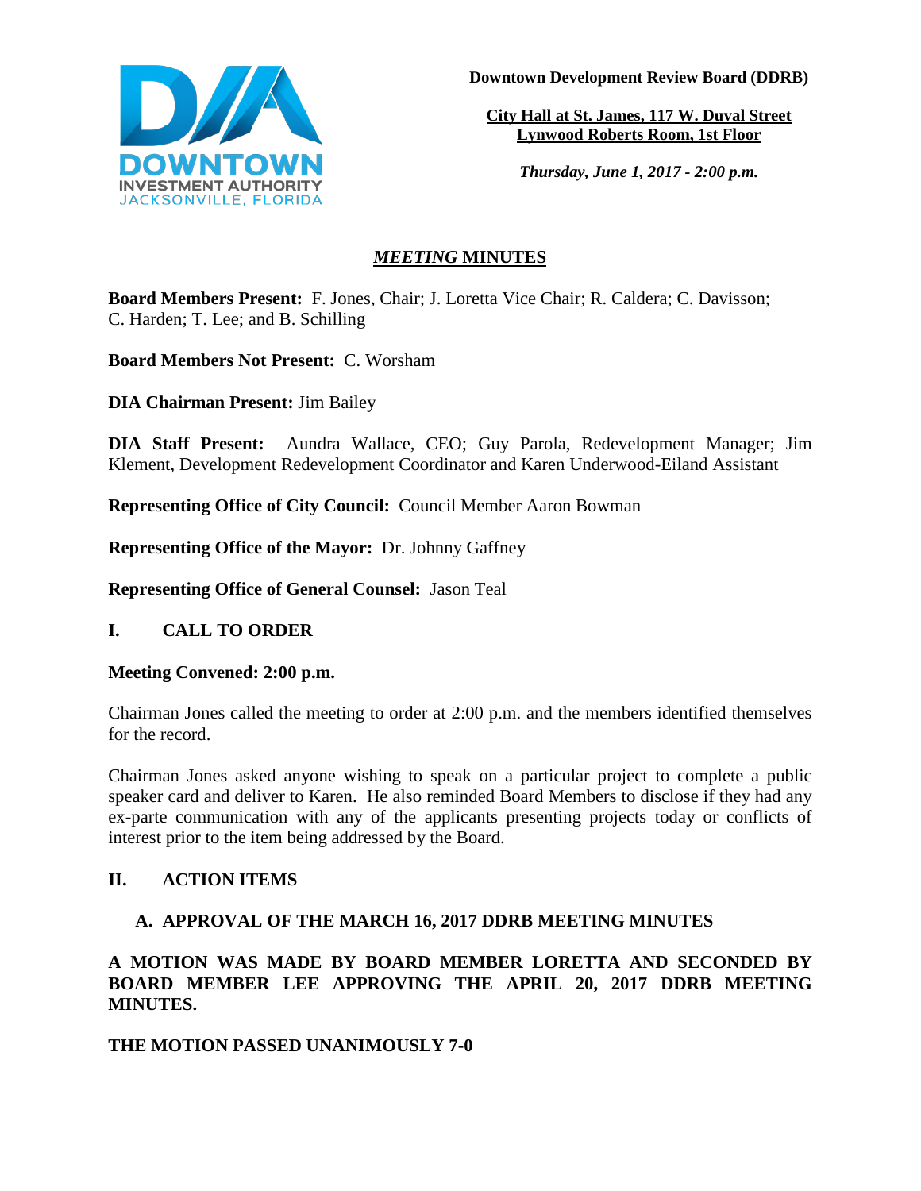**Downtown Development Review Board (DDRB)**

**City Hall at St. James, 117 W. Duval Street**
**Lynwood Roberts Room, 1st Floor**

***Thursday, June 1, 2017 - 2:00 p.m.***

# *MEETING* MINUTES

**Board Members Present:** F. Jones, Chair; J. Loretta Vice Chair; R. Caldera; C. Davisson; C. Harden; T. Lee; and B. Schilling

**Board Members Not Present:** C. Worsham

**DIA Chairman Present:** Jim Bailey

**DIA Staff Present:** Aundra Wallace, CEO; Guy Parola, Redevelopment Manager; Jim Klement, Development Redevelopment Coordinator and Karen Underwood-Eiland Assistant

**Representing Office of City Council:** Council Member Aaron Bowman

**Representing Office of the Mayor:** Dr. Johnny Gaffney

**Representing Office of General Counsel:** Jason Teal

## I. CALL TO ORDER

**Meeting Convened: 2:00 p.m.**

Chairman Jones called the meeting to order at 2:00 p.m. and the members identified themselves for the record.

Chairman Jones asked anyone wishing to speak on a particular project to complete a public speaker card and deliver to Karen. He also reminded Board Members to disclose if they had any ex-parte communication with any of the applicants presenting projects today or conflicts of interest prior to the item being addressed by the Board.

## II. ACTION ITEMS

### A. APPROVAL OF THE MARCH 16, 2017 DDRB MEETING MINUTES

**A MOTION WAS MADE BY BOARD MEMBER LORETTA AND SECONDED BY BOARD MEMBER LEE APPROVING THE APRIL 20, 2017 DDRB MEETING MINUTES.**

**THE MOTION PASSED UNANIMOUSLY 7-0**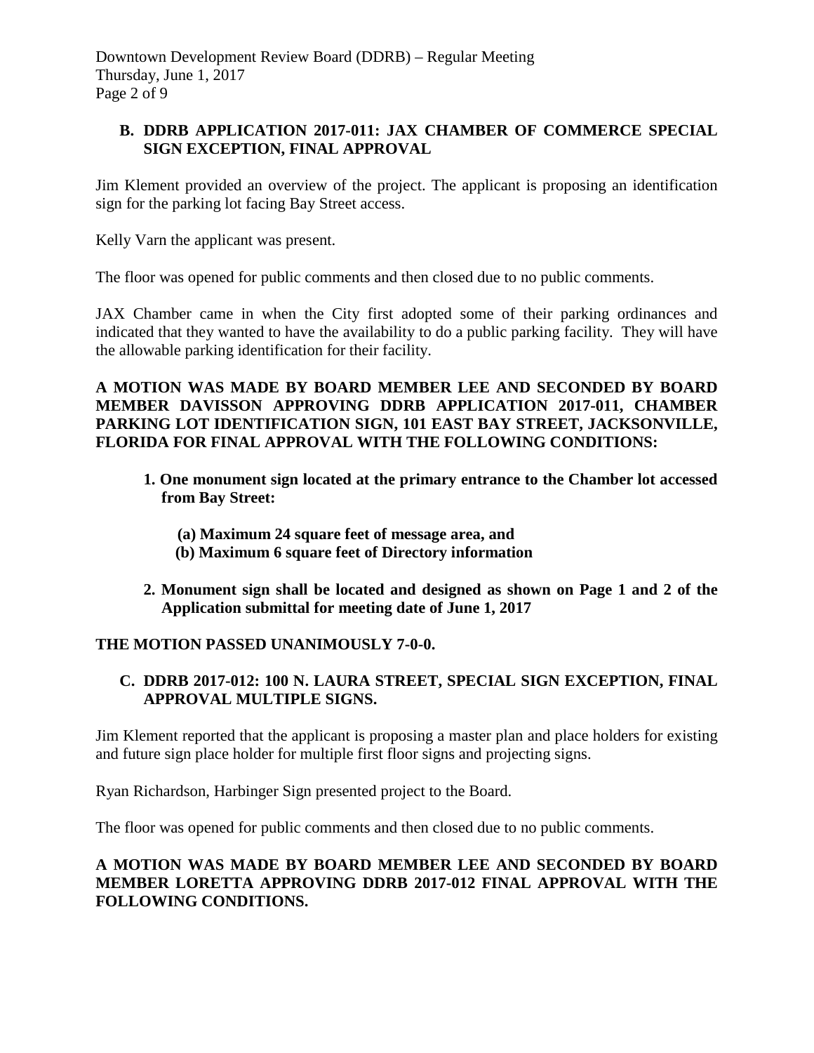**B. DDRB APPLICATION 2017-011: JAX CHAMBER OF COMMERCE SPECIAL SIGN EXCEPTION, FINAL APPROVAL**

Jim Klement provided an overview of the project. The applicant is proposing an identification sign for the parking lot facing Bay Street access.

Kelly Varn the applicant was present.

The floor was opened for public comments and then closed due to no public comments.

JAX Chamber came in when the City first adopted some of their parking ordinances and indicated that they wanted to have the availability to do a public parking facility. They will have the allowable parking identification for their facility.

**A MOTION WAS MADE BY BOARD MEMBER LEE AND SECONDED BY BOARD MEMBER DAVISSON APPROVING DDRB APPLICATION 2017-011, CHAMBER PARKING LOT IDENTIFICATION SIGN, 101 EAST BAY STREET, JACKSONVILLE, FLORIDA FOR FINAL APPROVAL WITH THE FOLLOWING CONDITIONS:**

1. **One monument sign located at the primary entrance to the Chamber lot accessed from Bay Street:**

   **(a) Maximum 24 square feet of message area, and**
   **(b) Maximum 6 square feet of Directory information**

2. **Monument sign shall be located and designed as shown on Page 1 and 2 of the Application submittal for meeting date of June 1, 2017**

**THE MOTION PASSED UNANIMOUSLY 7-0-0.**

**C. DDRB 2017-012: 100 N. LAURA STREET, SPECIAL SIGN EXCEPTION, FINAL APPROVAL MULTIPLE SIGNS.**

Jim Klement reported that the applicant is proposing a master plan and place holders for existing and future sign place holder for multiple first floor signs and projecting signs.

Ryan Richardson, Harbinger Sign presented project to the Board.

The floor was opened for public comments and then closed due to no public comments.

**A MOTION WAS MADE BY BOARD MEMBER LEE AND SECONDED BY BOARD MEMBER LORETTA APPROVING DDRB 2017-012 FINAL APPROVAL WITH THE FOLLOWING CONDITIONS.**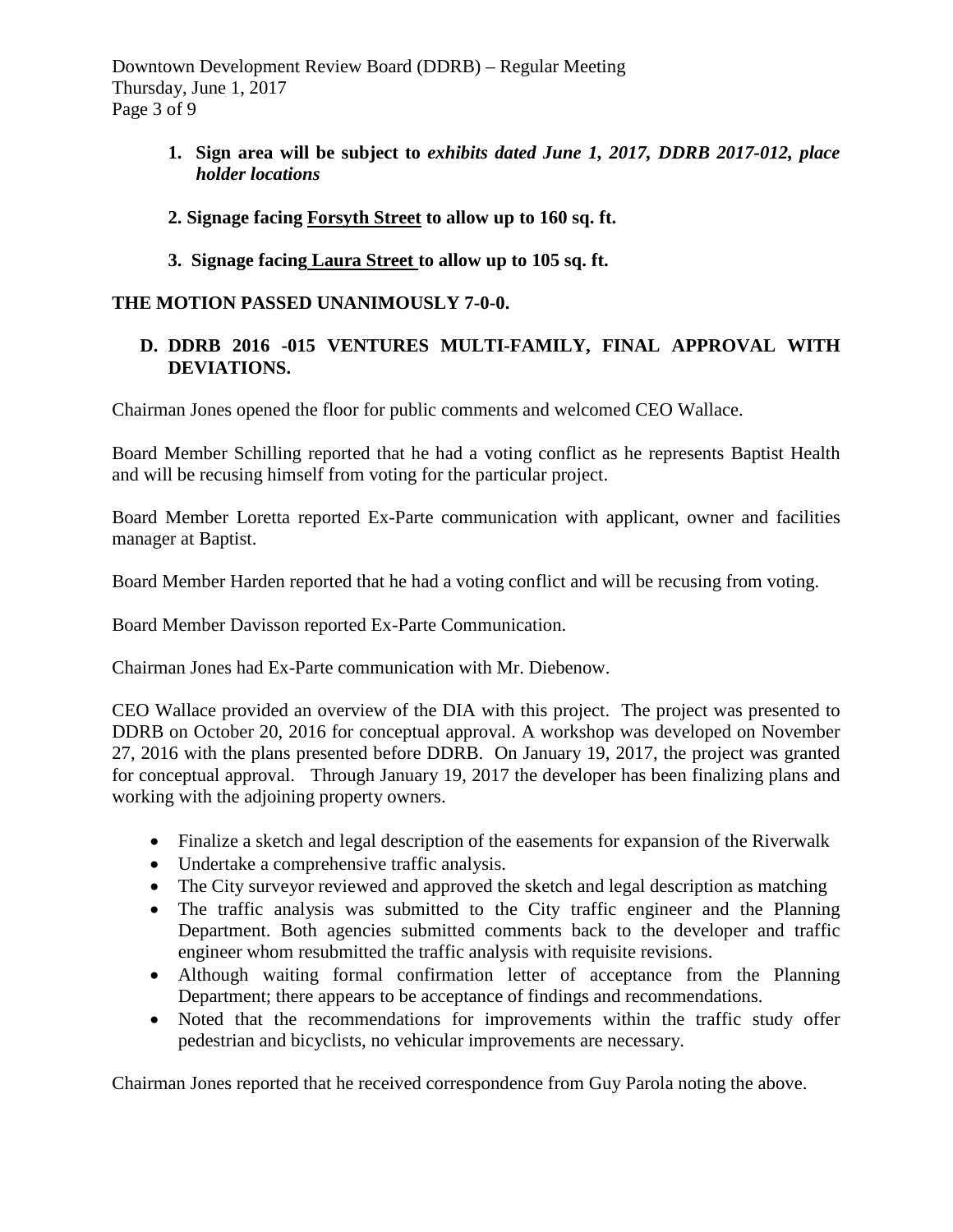1. **Sign area will be subject to *exhibits dated June 1, 2017, DDRB 2017-012, place holder locations***

2. **Signage facing <u>Forsyth Street</u> to allow up to 160 sq. ft.**

3. **Signage facing <u>Laura Street</u> to allow up to 105 sq. ft.**

**THE MOTION PASSED UNANIMOUSLY 7-0-0.**

**D. DDRB 2016 -015 VENTURES MULTI-FAMILY, FINAL APPROVAL WITH DEVIATIONS.**

Chairman Jones opened the floor for public comments and welcomed CEO Wallace.

Board Member Schilling reported that he had a voting conflict as he represents Baptist Health and will be recusing himself from voting for the particular project.

Board Member Loretta reported Ex-Parte communication with applicant, owner and facilities manager at Baptist.

Board Member Harden reported that he had a voting conflict and will be recusing from voting.

Board Member Davisson reported Ex-Parte Communication.

Chairman Jones had Ex-Parte communication with Mr. Diebenow.

CEO Wallace provided an overview of the DIA with this project. The project was presented to DDRB on October 20, 2016 for conceptual approval. A workshop was developed on November 27, 2016 with the plans presented before DDRB. On January 19, 2017, the project was granted for conceptual approval. Through January 19, 2017 the developer has been finalizing plans and working with the adjoining property owners.

- Finalize a sketch and legal description of the easements for expansion of the Riverwalk
- Undertake a comprehensive traffic analysis.
- The City surveyor reviewed and approved the sketch and legal description as matching
- The traffic analysis was submitted to the City traffic engineer and the Planning Department. Both agencies submitted comments back to the developer and traffic engineer whom resubmitted the traffic analysis with requisite revisions.
- Although waiting formal confirmation letter of acceptance from the Planning Department; there appears to be acceptance of findings and recommendations.
- Noted that the recommendations for improvements within the traffic study offer pedestrian and bicyclists, no vehicular improvements are necessary.

Chairman Jones reported that he received correspondence from Guy Parola noting the above.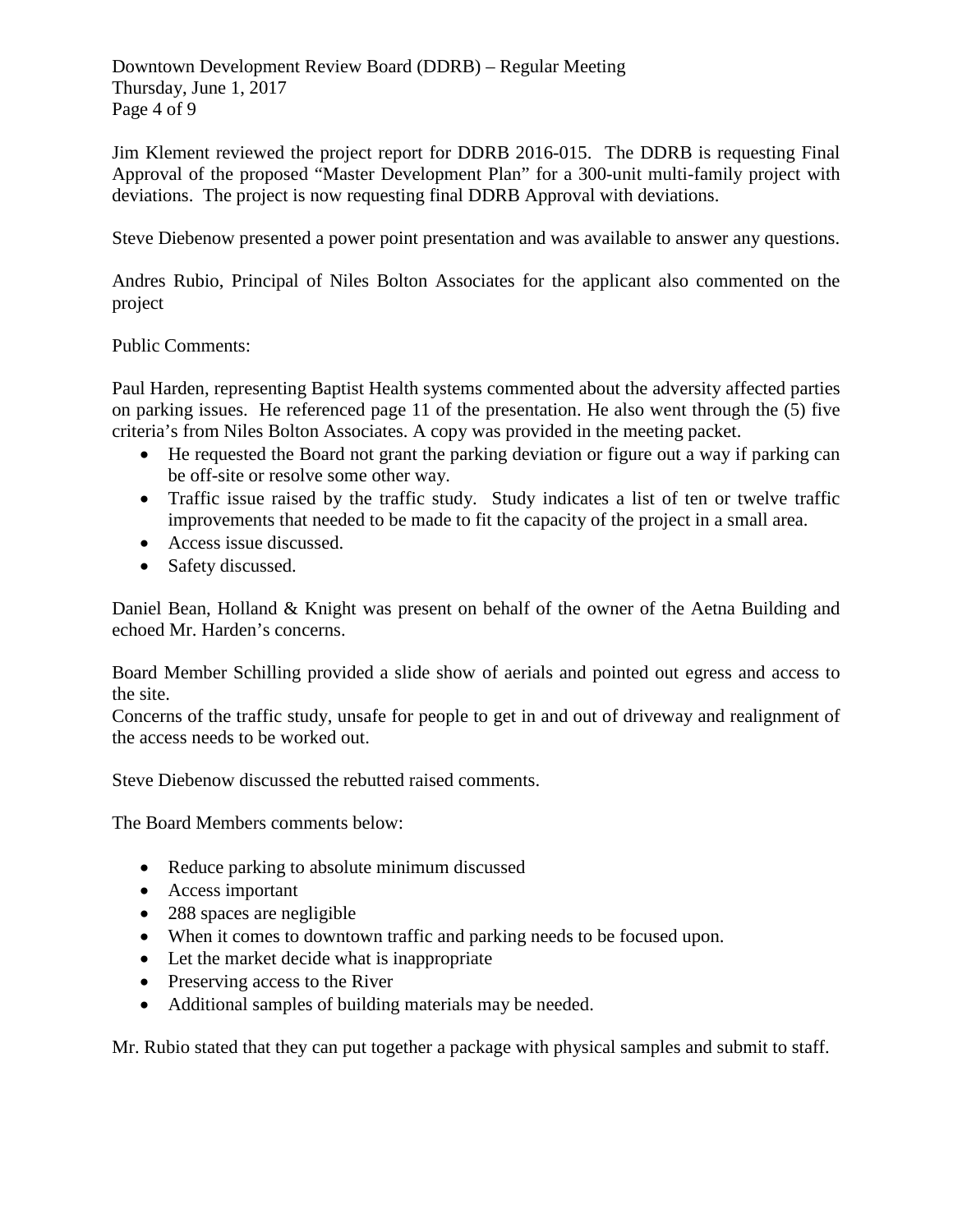Jim Klement reviewed the project report for DDRB 2016-015. The DDRB is requesting Final Approval of the proposed "Master Development Plan" for a 300-unit multi-family project with deviations. The project is now requesting final DDRB Approval with deviations.

Steve Diebenow presented a power point presentation and was available to answer any questions.

Andres Rubio, Principal of Niles Bolton Associates for the applicant also commented on the project

Public Comments:

Paul Harden, representing Baptist Health systems commented about the adversity affected parties on parking issues. He referenced page 11 of the presentation. He also went through the (5) five criteria's from Niles Bolton Associates. A copy was provided in the meeting packet.

- He requested the Board not grant the parking deviation or figure out a way if parking can be off-site or resolve some other way.
- Traffic issue raised by the traffic study. Study indicates a list of ten or twelve traffic improvements that needed to be made to fit the capacity of the project in a small area.
- Access issue discussed.
- Safety discussed.

Daniel Bean, Holland & Knight was present on behalf of the owner of the Aetna Building and echoed Mr. Harden's concerns.

Board Member Schilling provided a slide show of aerials and pointed out egress and access to the site.
Concerns of the traffic study, unsafe for people to get in and out of driveway and realignment of the access needs to be worked out.

Steve Diebenow discussed the rebutted raised comments.

The Board Members comments below:

- Reduce parking to absolute minimum discussed
- Access important
- 288 spaces are negligible
- When it comes to downtown traffic and parking needs to be focused upon.
- Let the market decide what is inappropriate
- Preserving access to the River
- Additional samples of building materials may be needed.

Mr. Rubio stated that they can put together a package with physical samples and submit to staff.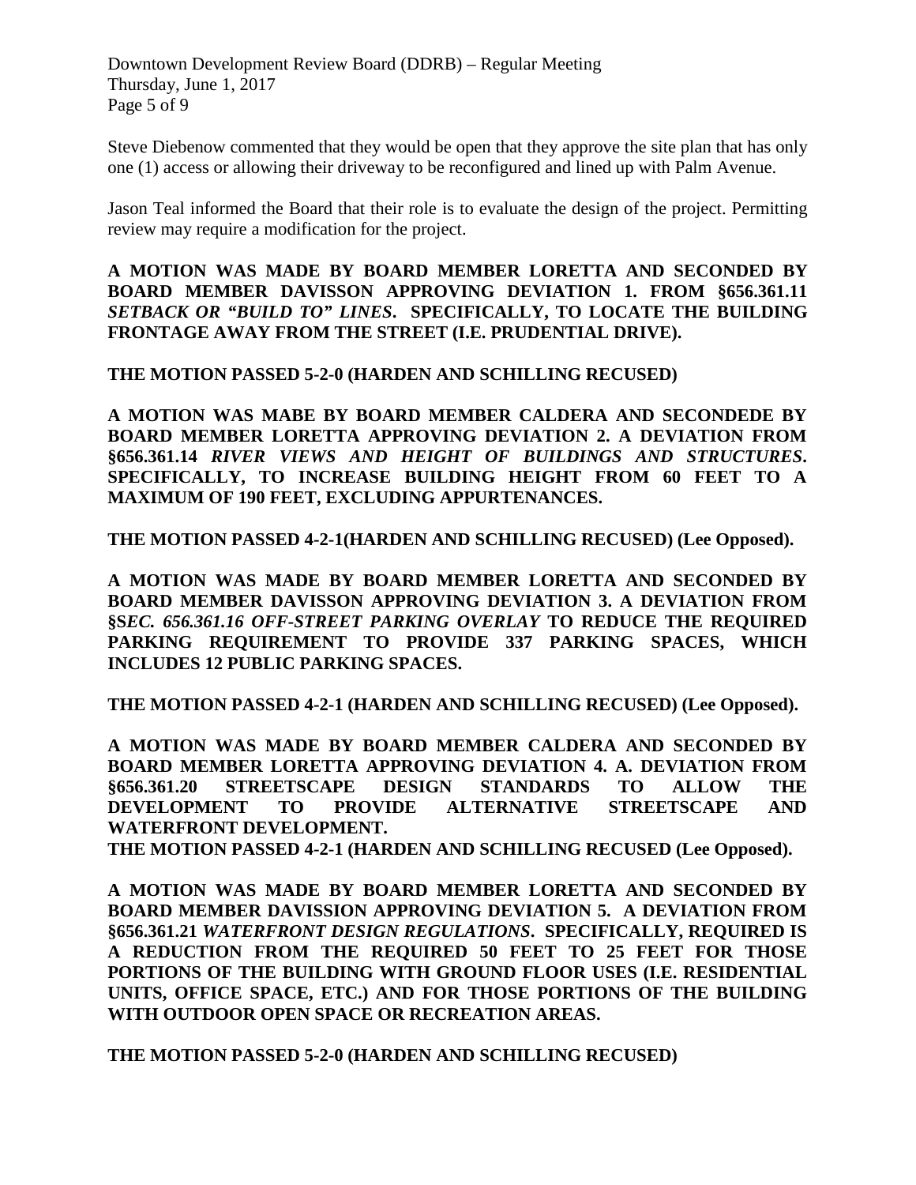Steve Diebenow commented that they would be open that they approve the site plan that has only one (1) access or allowing their driveway to be reconfigured and lined up with Palm Avenue.

Jason Teal informed the Board that their role is to evaluate the design of the project. Permitting review may require a modification for the project.

**A MOTION WAS MADE BY BOARD MEMBER LORETTA AND SECONDED BY BOARD MEMBER DAVISSON APPROVING DEVIATION 1. FROM §656.361.11 *SETBACK OR "BUILD TO" LINES*. SPECIFICALLY, TO LOCATE THE BUILDING FRONTAGE AWAY FROM THE STREET (I.E. PRUDENTIAL DRIVE).**

**THE MOTION PASSED 5-2-0 (HARDEN AND SCHILLING RECUSED)**

**A MOTION WAS MABE BY BOARD MEMBER CALDERA AND SECONDEDE BY BOARD MEMBER LORETTA APPROVING DEVIATION 2. A DEVIATION FROM §656.361.14 *RIVER VIEWS AND HEIGHT OF BUILDINGS AND STRUCTURES*. SPECIFICALLY, TO INCREASE BUILDING HEIGHT FROM 60 FEET TO A MAXIMUM OF 190 FEET, EXCLUDING APPURTENANCES.**

**THE MOTION PASSED 4-2-1(HARDEN AND SCHILLING RECUSED) (Lee Opposed).**

**A MOTION WAS MADE BY BOARD MEMBER LORETTA AND SECONDED BY BOARD MEMBER DAVISSON APPROVING DEVIATION 3. A DEVIATION FROM §S*EC. 656.361.16 OFF-STREET PARKING OVERLAY* TO REDUCE THE REQUIRED PARKING REQUIREMENT TO PROVIDE 337 PARKING SPACES, WHICH INCLUDES 12 PUBLIC PARKING SPACES.**

**THE MOTION PASSED 4-2-1 (HARDEN AND SCHILLING RECUSED) (Lee Opposed).**

**A MOTION WAS MADE BY BOARD MEMBER CALDERA AND SECONDED BY BOARD MEMBER LORETTA APPROVING DEVIATION 4. A. DEVIATION FROM §656.361.20 STREETSCAPE DESIGN STANDARDS TO ALLOW THE DEVELOPMENT TO PROVIDE ALTERNATIVE STREETSCAPE AND WATERFRONT DEVELOPMENT.**
**THE MOTION PASSED 4-2-1 (HARDEN AND SCHILLING RECUSED (Lee Opposed).**

**A MOTION WAS MADE BY BOARD MEMBER LORETTA AND SECONDED BY BOARD MEMBER DAVISSION APPROVING DEVIATION 5. A DEVIATION FROM §656.361.21 *WATERFRONT DESIGN REGULATIONS*. SPECIFICALLY, REQUIRED IS A REDUCTION FROM THE REQUIRED 50 FEET TO 25 FEET FOR THOSE PORTIONS OF THE BUILDING WITH GROUND FLOOR USES (I.E. RESIDENTIAL UNITS, OFFICE SPACE, ETC.) AND FOR THOSE PORTIONS OF THE BUILDING WITH OUTDOOR OPEN SPACE OR RECREATION AREAS.**

**THE MOTION PASSED 5-2-0 (HARDEN AND SCHILLING RECUSED)**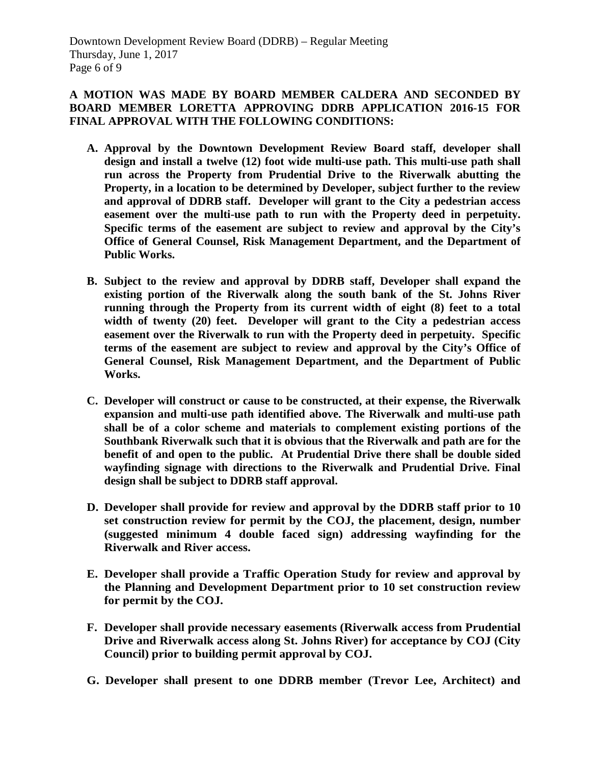**A MOTION WAS MADE BY BOARD MEMBER CALDERA AND SECONDED BY BOARD MEMBER LORETTA APPROVING DDRB APPLICATION 2016-15 FOR FINAL APPROVAL WITH THE FOLLOWING CONDITIONS:**

**A. Approval by the Downtown Development Review Board staff, developer shall design and install a twelve (12) foot wide multi-use path. This multi-use path shall run across the Property from Prudential Drive to the Riverwalk abutting the Property, in a location to be determined by Developer, subject further to the review and approval of DDRB staff. Developer will grant to the City a pedestrian access easement over the multi-use path to run with the Property deed in perpetuity. Specific terms of the easement are subject to review and approval by the City's Office of General Counsel, Risk Management Department, and the Department of Public Works.**

**B. Subject to the review and approval by DDRB staff, Developer shall expand the existing portion of the Riverwalk along the south bank of the St. Johns River running through the Property from its current width of eight (8) feet to a total width of twenty (20) feet. Developer will grant to the City a pedestrian access easement over the Riverwalk to run with the Property deed in perpetuity. Specific terms of the easement are subject to review and approval by the City's Office of General Counsel, Risk Management Department, and the Department of Public Works.**

**C. Developer will construct or cause to be constructed, at their expense, the Riverwalk expansion and multi-use path identified above. The Riverwalk and multi-use path shall be of a color scheme and materials to complement existing portions of the Southbank Riverwalk such that it is obvious that the Riverwalk and path are for the benefit of and open to the public. At Prudential Drive there shall be double sided wayfinding signage with directions to the Riverwalk and Prudential Drive. Final design shall be subject to DDRB staff approval.**

**D. Developer shall provide for review and approval by the DDRB staff prior to 10 set construction review for permit by the COJ, the placement, design, number (suggested minimum 4 double faced sign) addressing wayfinding for the Riverwalk and River access.**

**E. Developer shall provide a Traffic Operation Study for review and approval by the Planning and Development Department prior to 10 set construction review for permit by the COJ.**

**F. Developer shall provide necessary easements (Riverwalk access from Prudential Drive and Riverwalk access along St. Johns River) for acceptance by COJ (City Council) prior to building permit approval by COJ.**

**G. Developer shall present to one DDRB member (Trevor Lee, Architect) and**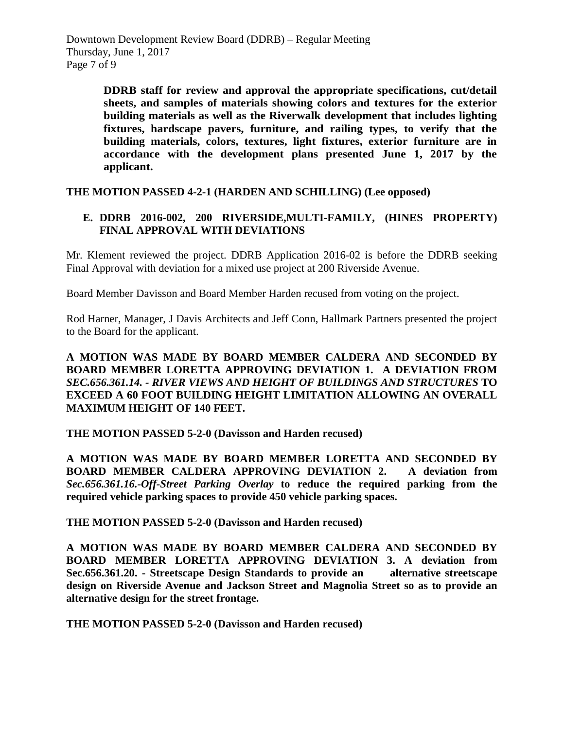**DDRB staff for review and approval the appropriate specifications, cut/detail sheets, and samples of materials showing colors and textures for the exterior building materials as well as the Riverwalk development that includes lighting fixtures, hardscape pavers, furniture, and railing types, to verify that the building materials, colors, textures, light fixtures, exterior furniture are in accordance with the development plans presented June 1, 2017 by the applicant.**

**THE MOTION PASSED 4-2-1 (HARDEN AND SCHILLING) (Lee opposed)**

**E. DDRB 2016-002, 200 RIVERSIDE,MULTI-FAMILY, (HINES PROPERTY) FINAL APPROVAL WITH DEVIATIONS**

Mr. Klement reviewed the project. DDRB Application 2016-02 is before the DDRB seeking Final Approval with deviation for a mixed use project at 200 Riverside Avenue.

Board Member Davisson and Board Member Harden recused from voting on the project.

Rod Harner, Manager, J Davis Architects and Jeff Conn, Hallmark Partners presented the project to the Board for the applicant.

**A MOTION WAS MADE BY BOARD MEMBER CALDERA AND SECONDED BY BOARD MEMBER LORETTA APPROVING DEVIATION 1. A DEVIATION FROM *SEC.656.361.14. - RIVER VIEWS AND HEIGHT OF BUILDINGS AND STRUCTURES* TO EXCEED A 60 FOOT BUILDING HEIGHT LIMITATION ALLOWING AN OVERALL MAXIMUM HEIGHT OF 140 FEET.**

**THE MOTION PASSED 5-2-0 (Davisson and Harden recused)**

**A MOTION WAS MADE BY BOARD MEMBER LORETTA AND SECONDED BY BOARD MEMBER CALDERA APPROVING DEVIATION 2. A deviation from *Sec.656.361.16.-Off-Street Parking Overlay* to reduce the required parking from the required vehicle parking spaces to provide 450 vehicle parking spaces.**

**THE MOTION PASSED 5-2-0 (Davisson and Harden recused)**

**A MOTION WAS MADE BY BOARD MEMBER CALDERA AND SECONDED BY BOARD MEMBER LORETTA APPROVING DEVIATION 3. A deviation from Sec.656.361.20. - Streetscape Design Standards to provide an alternative streetscape design on Riverside Avenue and Jackson Street and Magnolia Street so as to provide an alternative design for the street frontage.**

**THE MOTION PASSED 5-2-0 (Davisson and Harden recused)**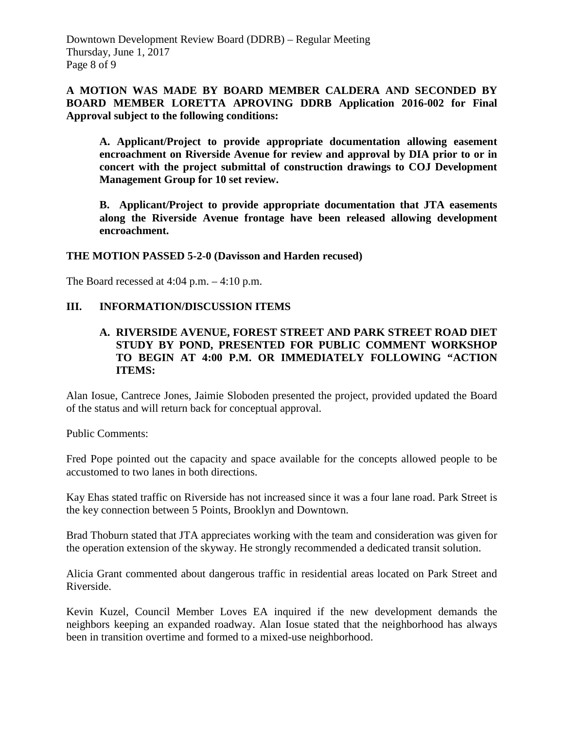**A MOTION WAS MADE BY BOARD MEMBER CALDERA AND SECONDED BY BOARD MEMBER LORETTA APROVING DDRB Application 2016-002 for Final Approval subject to the following conditions:**

> **A. Applicant/Project to provide appropriate documentation allowing easement encroachment on Riverside Avenue for review and approval by DIA prior to or in concert with the project submittal of construction drawings to COJ Development Management Group for 10 set review.**
>
> **B. Applicant/Project to provide appropriate documentation that JTA easements along the Riverside Avenue frontage have been released allowing development encroachment.**

**THE MOTION PASSED 5-2-0 (Davisson and Harden recused)**

The Board recessed at 4:04 p.m. – 4:10 p.m.

## III. INFORMATION/DISCUSSION ITEMS

### A. RIVERSIDE AVENUE, FOREST STREET AND PARK STREET ROAD DIET STUDY BY POND, PRESENTED FOR PUBLIC COMMENT WORKSHOP TO BEGIN AT 4:00 P.M. OR IMMEDIATELY FOLLOWING "ACTION ITEMS:

Alan Iosue, Cantrece Jones, Jaimie Sloboden presented the project, provided updated the Board of the status and will return back for conceptual approval.

Public Comments:

Fred Pope pointed out the capacity and space available for the concepts allowed people to be accustomed to two lanes in both directions.

Kay Ehas stated traffic on Riverside has not increased since it was a four lane road. Park Street is the key connection between 5 Points, Brooklyn and Downtown.

Brad Thoburn stated that JTA appreciates working with the team and consideration was given for the operation extension of the skyway. He strongly recommended a dedicated transit solution.

Alicia Grant commented about dangerous traffic in residential areas located on Park Street and Riverside.

Kevin Kuzel, Council Member Loves EA inquired if the new development demands the neighbors keeping an expanded roadway. Alan Iosue stated that the neighborhood has always been in transition overtime and formed to a mixed-use neighborhood.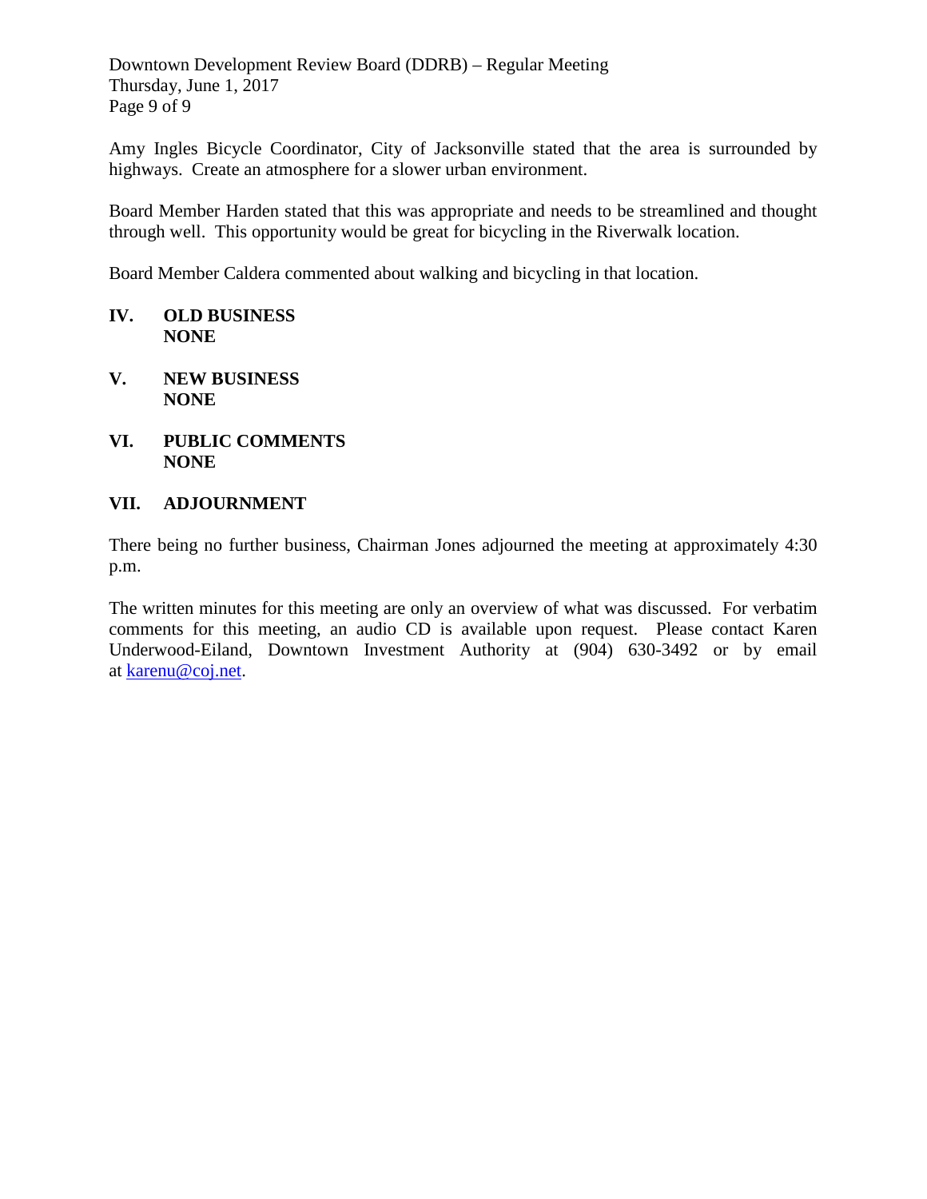Amy Ingles Bicycle Coordinator, City of Jacksonville stated that the area is surrounded by highways. Create an atmosphere for a slower urban environment.

Board Member Harden stated that this was appropriate and needs to be streamlined and thought through well. This opportunity would be great for bicycling in the Riverwalk location.

Board Member Caldera commented about walking and bicycling in that location.

## IV. OLD BUSINESS

**NONE**

## V. NEW BUSINESS

**NONE**

## VI. PUBLIC COMMENTS

**NONE**

## VII. ADJOURNMENT

There being no further business, Chairman Jones adjourned the meeting at approximately 4:30 p.m.

The written minutes for this meeting are only an overview of what was discussed. For verbatim comments for this meeting, an audio CD is available upon request. Please contact Karen Underwood-Eiland, Downtown Investment Authority at (904) 630-3492 or by email at karenu@coj.net.